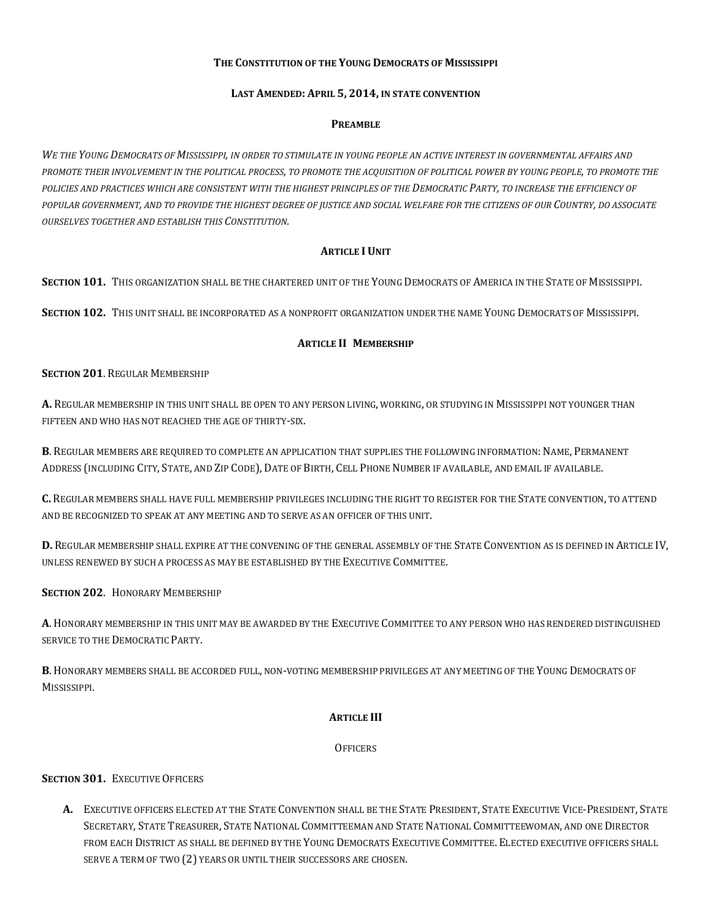# THE CONSTITUTION OF THE YOUNG DEMOCRATS OF MISSISSIPPI

**LAST AMENDED: APRIL 5, 2014, IN STATE CONVENTION**

## PREAMBLE

*WE THE YOUNG DEMOCRATS OF MISSISSIPPI, IN ORDER TO STIMULATE IN YOUNG PEOPLE AN ACTIVE INTEREST IN GOVERNMENTAL AFFAIRS AND PROMOTE THEIR INVOLVEMENT IN THE POLITICAL PROCESS, TO PROMOTE THE ACQUISITION OF POLITICAL POWER BY YOUNG PEOPLE, TO PROMOTE THE POLICIES AND PRACTICES WHICH ARE CONSISTENT WITH THE HIGHEST PRINCIPLES OF THE DEMOCRATIC PARTY, TO INCREASE THE EFFICIENCY OF POPULAR GOVERNMENT, AND TO PROVIDE THE HIGHEST DEGREE OF JUSTICE AND SOCIAL WELFARE FOR THE CITIZENS OF OUR COUNTRY, DO ASSOCIATE OURSELVES TOGETHER AND ESTABLISH THIS CONSTITUTION.*

## ARTICLE I UNIT

**SECTION 101.** THIS ORGANIZATION SHALL BE THE CHARTERED UNIT OF THE YOUNG DEMOCRATS OF AMERICA IN THE STATE OF MISSISSIPPI.

**SECTION 102.** THIS UNIT SHALL BE INCORPORATED AS A NONPROFIT ORGANIZATION UNDER THE NAME YOUNG DEMOCRATS OF MISSISSIPPI.

## ARTICLE II MEMBERSHIP

**SECTION 201**. REGULAR MEMBERSHIP

**A.** REGULAR MEMBERSHIP IN THIS UNIT SHALL BE OPEN TO ANY PERSON LIVING, WORKING, OR STUDYING IN MISSISSIPPI NOT YOUNGER THAN FIFTEEN AND WHO HAS NOT REACHED THE AGE OF THIRTY-SIX.

**B**. REGULAR MEMBERS ARE REQUIRED TO COMPLETE AN APPLICATION THAT SUPPLIES THE FOLLOWING INFORMATION: NAME, PERMANENT ADDRESS (INCLUDING CITY, STATE, AND ZIP CODE), DATE OF BIRTH, CELL PHONE NUMBER IF AVAILABLE, AND EMAIL IF AVAILABLE.

**C.** REGULAR MEMBERS SHALL HAVE FULL MEMBERSHIP PRIVILEGES INCLUDING THE RIGHT TO REGISTER FOR THE STATE CONVENTION, TO ATTEND AND BE RECOGNIZED TO SPEAK AT ANY MEETING AND TO SERVE AS AN OFFICER OF THIS UNIT.

**D.** REGULAR MEMBERSHIP SHALL EXPIRE AT THE CONVENING OF THE GENERAL ASSEMBLY OF THE STATE CONVENTION AS IS DEFINED IN ARTICLE IV, UNLESS RENEWED BY SUCH A PROCESS AS MAY BE ESTABLISHED BY THE EXECUTIVE COMMITTEE.

**SECTION 202**. HONORARY MEMBERSHIP

**A**. HONORARY MEMBERSHIP IN THIS UNIT MAY BE AWARDED BY THE EXECUTIVE COMMITTEE TO ANY PERSON WHO HAS RENDERED DISTINGUISHED SERVICE TO THE DEMOCRATIC PARTY.

**B**. HONORARY MEMBERS SHALL BE ACCORDED FULL, NON-VOTING MEMBERSHIP PRIVILEGES AT ANY MEETING OF THE YOUNG DEMOCRATS OF MISSISSIPPI.

## ARTICLE III

### OFFICERS

**SECTION 301.** EXECUTIVE OFFICERS

**A.** EXECUTIVE OFFICERS ELECTED AT THE STATE CONVENTION SHALL BE THE STATE PRESIDENT, STATE EXECUTIVE VICE-PRESIDENT, STATE SECRETARY, STATE TREASURER, STATE NATIONAL COMMITTEEMAN AND STATE NATIONAL COMMITTEEWOMAN, AND ONE DIRECTOR FROM EACH DISTRICT AS SHALL BE DEFINED BY THE YOUNG DEMOCRATS EXECUTIVE COMMITTEE. ELECTED EXECUTIVE OFFICERS SHALL SERVE A TERM OF TWO (2) YEARS OR UNTIL THEIR SUCCESSORS ARE CHOSEN.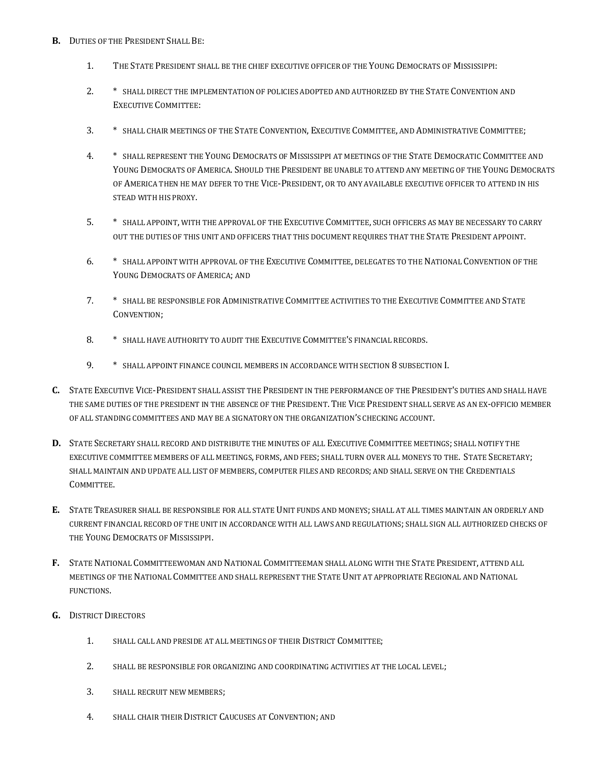**B.** Duties of the President Shall Be:

1. The State President shall be the chief executive officer of the Young Democrats of Mississippi:
2. * shall direct the implementation of policies adopted and authorized by the State Convention and Executive Committee:
3. * shall chair meetings of the State Convention, Executive Committee, and Administrative Committee;
4. * shall represent the Young Democrats of Mississippi at meetings of the State Democratic Committee and Young Democrats of America. Should the President be unable to attend any meeting of the Young Democrats of America then he may defer to the Vice-President, or to any available executive officer to attend in his stead with his proxy.
5. * shall appoint, with the approval of the Executive Committee, such officers as may be necessary to carry out the duties of this unit and officers that this document requires that the State President appoint.
6. * shall appoint with approval of the Executive Committee, delegates to the National Convention of the Young Democrats of America; and
7. * shall be responsible for Administrative Committee activities to the Executive Committee and State Convention;
8. * shall have authority to audit the Executive Committee's financial records.
9. * shall appoint finance council members in accordance with section 8 subsection I.

**C.** State Executive Vice-President shall assist the President in the performance of the President's duties and shall have the same duties of the president in the absence of the President. The Vice President shall serve as an ex-officio member of all standing committees and may be a signatory on the organization's checking account.

**D.** State Secretary shall record and distribute the minutes of all Executive Committee meetings; shall notify the executive committee members of all meetings, forms, and fees; shall turn over all moneys to the. State Secretary; shall maintain and update all list of members, computer files and records; and shall serve on the Credentials Committee.

**E.** State Treasurer shall be responsible for all state Unit funds and moneys; shall at all times maintain an orderly and current financial record of the unit in accordance with all laws and regulations; shall sign all authorized checks of the Young Democrats of Mississippi.

**F.** State National Committeewoman and National Committeeman shall along with the State President, attend all meetings of the National Committee and shall represent the State Unit at appropriate Regional and National functions.

**G.** District Directors

1. shall call and preside at all meetings of their District Committee;
2. shall be responsible for organizing and coordinating activities at the local level;
3. shall recruit new members;
4. shall chair their District Caucuses at Convention; and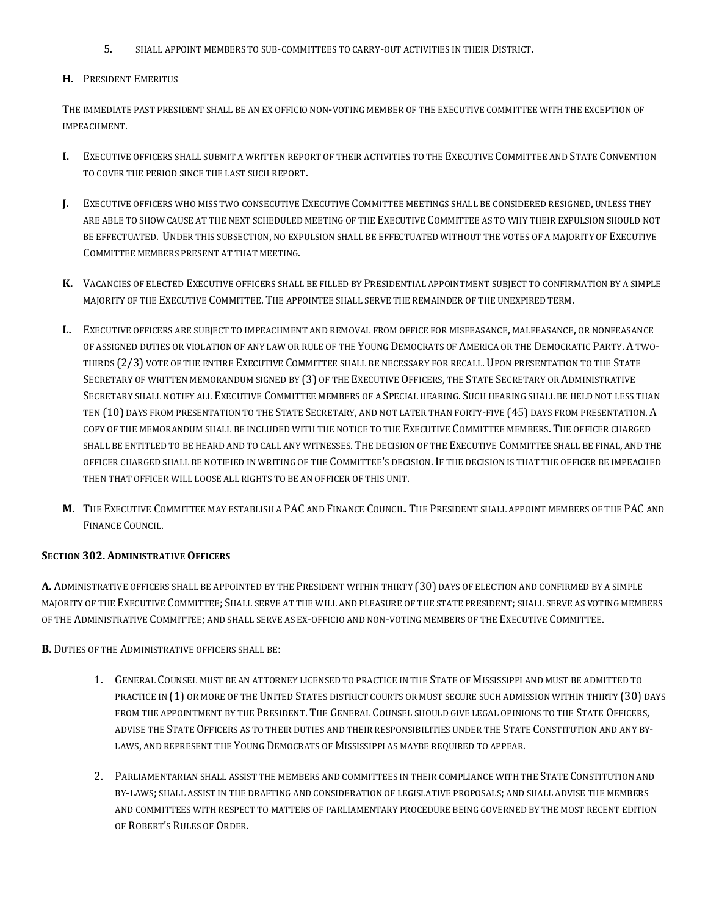5. SHALL APPOINT MEMBERS TO SUB-COMMITTEES TO CARRY-OUT ACTIVITIES IN THEIR DISTRICT.

**H.** PRESIDENT EMERITUS

THE IMMEDIATE PAST PRESIDENT SHALL BE AN EX OFFICIO NON-VOTING MEMBER OF THE EXECUTIVE COMMITTEE WITH THE EXCEPTION OF IMPEACHMENT.

**I.** EXECUTIVE OFFICERS SHALL SUBMIT A WRITTEN REPORT OF THEIR ACTIVITIES TO THE EXECUTIVE COMMITTEE AND STATE CONVENTION TO COVER THE PERIOD SINCE THE LAST SUCH REPORT.

**J.** EXECUTIVE OFFICERS WHO MISS TWO CONSECUTIVE EXECUTIVE COMMITTEE MEETINGS SHALL BE CONSIDERED RESIGNED, UNLESS THEY ARE ABLE TO SHOW CAUSE AT THE NEXT SCHEDULED MEETING OF THE EXECUTIVE COMMITTEE AS TO WHY THEIR EXPULSION SHOULD NOT BE EFFECTUATED. UNDER THIS SUBSECTION, NO EXPULSION SHALL BE EFFECTUATED WITHOUT THE VOTES OF A MAJORITY OF EXECUTIVE COMMITTEE MEMBERS PRESENT AT THAT MEETING.

**K.** VACANCIES OF ELECTED EXECUTIVE OFFICERS SHALL BE FILLED BY PRESIDENTIAL APPOINTMENT SUBJECT TO CONFIRMATION BY A SIMPLE MAJORITY OF THE EXECUTIVE COMMITTEE. THE APPOINTEE SHALL SERVE THE REMAINDER OF THE UNEXPIRED TERM.

**L.** EXECUTIVE OFFICERS ARE SUBJECT TO IMPEACHMENT AND REMOVAL FROM OFFICE FOR MISFEASANCE, MALFEASANCE, OR NONFEASANCE OF ASSIGNED DUTIES OR VIOLATION OF ANY LAW OR RULE OF THE YOUNG DEMOCRATS OF AMERICA OR THE DEMOCRATIC PARTY. A TWO-THIRDS (2/3) VOTE OF THE ENTIRE EXECUTIVE COMMITTEE SHALL BE NECESSARY FOR RECALL. UPON PRESENTATION TO THE STATE SECRETARY OF WRITTEN MEMORANDUM SIGNED BY (3) OF THE EXECUTIVE OFFICERS, THE STATE SECRETARY OR ADMINISTRATIVE SECRETARY SHALL NOTIFY ALL EXECUTIVE COMMITTEE MEMBERS OF A SPECIAL HEARING. SUCH HEARING SHALL BE HELD NOT LESS THAN TEN (10) DAYS FROM PRESENTATION TO THE STATE SECRETARY, AND NOT LATER THAN FORTY-FIVE (45) DAYS FROM PRESENTATION. A COPY OF THE MEMORANDUM SHALL BE INCLUDED WITH THE NOTICE TO THE EXECUTIVE COMMITTEE MEMBERS. THE OFFICER CHARGED SHALL BE ENTITLED TO BE HEARD AND TO CALL ANY WITNESSES. THE DECISION OF THE EXECUTIVE COMMITTEE SHALL BE FINAL, AND THE OFFICER CHARGED SHALL BE NOTIFIED IN WRITING OF THE COMMITTEE'S DECISION. IF THE DECISION IS THAT THE OFFICER BE IMPEACHED THEN THAT OFFICER WILL LOOSE ALL RIGHTS TO BE AN OFFICER OF THIS UNIT.

**M.** THE EXECUTIVE COMMITTEE MAY ESTABLISH A PAC AND FINANCE COUNCIL. THE PRESIDENT SHALL APPOINT MEMBERS OF THE PAC AND FINANCE COUNCIL.

**SECTION 302. ADMINISTRATIVE OFFICERS**

**A.** ADMINISTRATIVE OFFICERS SHALL BE APPOINTED BY THE PRESIDENT WITHIN THIRTY (30) DAYS OF ELECTION AND CONFIRMED BY A SIMPLE MAJORITY OF THE EXECUTIVE COMMITTEE; SHALL SERVE AT THE WILL AND PLEASURE OF THE STATE PRESIDENT; SHALL SERVE AS VOTING MEMBERS OF THE ADMINISTRATIVE COMMITTEE; AND SHALL SERVE AS EX-OFFICIO AND NON-VOTING MEMBERS OF THE EXECUTIVE COMMITTEE.

**B.** DUTIES OF THE ADMINISTRATIVE OFFICERS SHALL BE:

1. GENERAL COUNSEL MUST BE AN ATTORNEY LICENSED TO PRACTICE IN THE STATE OF MISSISSIPPI AND MUST BE ADMITTED TO PRACTICE IN (1) OR MORE OF THE UNITED STATES DISTRICT COURTS OR MUST SECURE SUCH ADMISSION WITHIN THIRTY (30) DAYS FROM THE APPOINTMENT BY THE PRESIDENT. THE GENERAL COUNSEL SHOULD GIVE LEGAL OPINIONS TO THE STATE OFFICERS, ADVISE THE STATE OFFICERS AS TO THEIR DUTIES AND THEIR RESPONSIBILITIES UNDER THE STATE CONSTITUTION AND ANY BY-LAWS, AND REPRESENT THE YOUNG DEMOCRATS OF MISSISSIPPI AS MAYBE REQUIRED TO APPEAR.

2. PARLIAMENTARIAN SHALL ASSIST THE MEMBERS AND COMMITTEES IN THEIR COMPLIANCE WITH THE STATE CONSTITUTION AND BY-LAWS; SHALL ASSIST IN THE DRAFTING AND CONSIDERATION OF LEGISLATIVE PROPOSALS; AND SHALL ADVISE THE MEMBERS AND COMMITTEES WITH RESPECT TO MATTERS OF PARLIAMENTARY PROCEDURE BEING GOVERNED BY THE MOST RECENT EDITION OF ROBERT'S RULES OF ORDER.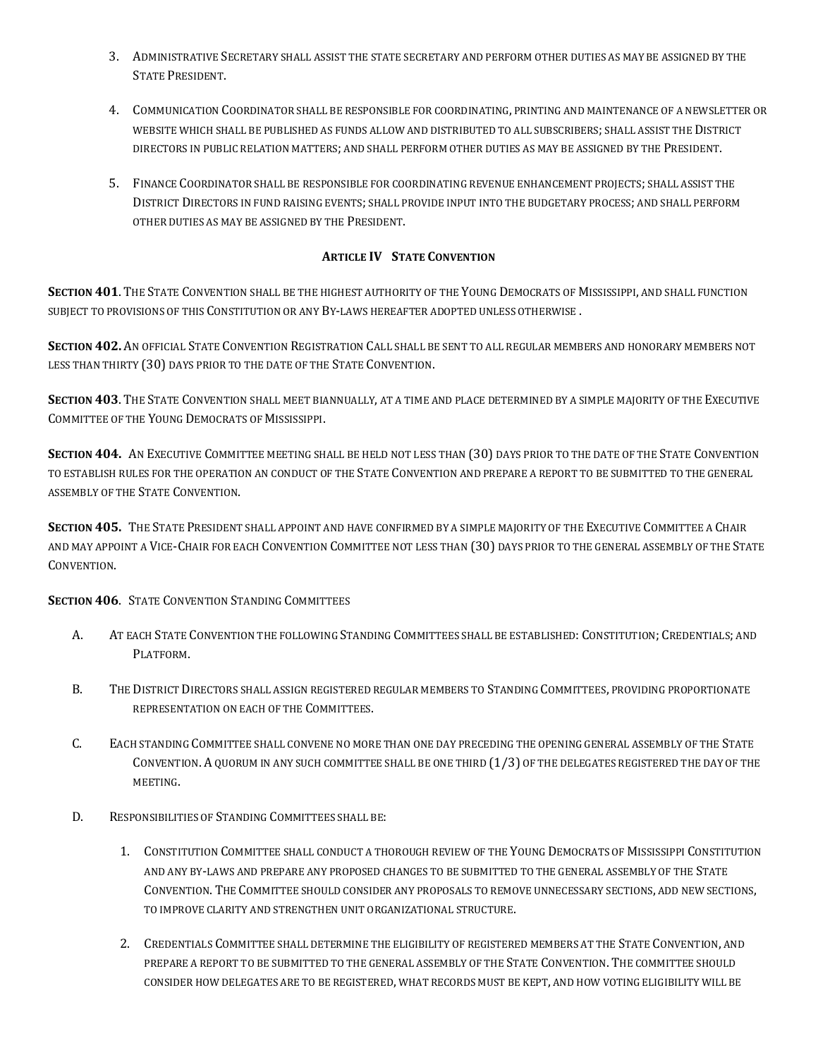3. Administrative Secretary shall assist the state secretary and perform other duties as may be assigned by the State President.

4. Communication Coordinator shall be responsible for coordinating, printing and maintenance of a newsletter or website which shall be published as funds allow and distributed to all subscribers; shall assist the District directors in public relation matters; and shall perform other duties as may be assigned by the President.

5. Finance Coordinator shall be responsible for coordinating revenue enhancement projects; shall assist the District Directors in fund raising events; shall provide input into the budgetary process; and shall perform other duties as may be assigned by the President.

## Article IV State Convention

**Section 401**. The State Convention shall be the highest authority of the Young Democrats of Mississippi, and shall function subject to provisions of this Constitution or any By-laws hereafter adopted unless otherwise .

**Section 402.** An official State Convention Registration Call shall be sent to all regular members and honorary members not less than thirty (30) days prior to the date of the State Convention.

**Section 403**. The State Convention shall meet biannually, at a time and place determined by a simple majority of the Executive Committee of the Young Democrats of Mississippi.

**Section 404.** An Executive Committee meeting shall be held not less than (30) days prior to the date of the State Convention to establish rules for the operation an conduct of the State Convention and prepare a report to be submitted to the general assembly of the State Convention.

**Section 405.** The State President shall appoint and have confirmed by a simple majority of the Executive Committee a Chair and may appoint a Vice-Chair for each Convention Committee not less than (30) days prior to the general assembly of the State Convention.

**Section 406**. State Convention Standing Committees

A. At each State Convention the following Standing Committees shall be established: Constitution; Credentials; and Platform.

B. The District Directors shall assign registered regular members to Standing Committees, providing proportionate representation on each of the Committees.

C. Each standing Committee shall convene no more than one day preceding the opening general assembly of the State Convention. A quorum in any such committee shall be one third (1/3) of the delegates registered the day of the meeting.

D. Responsibilities of Standing Committees shall be:

1. Constitution Committee shall conduct a thorough review of the Young Democrats of Mississippi Constitution and any by-laws and prepare any proposed changes to be submitted to the general assembly of the State Convention. The Committee should consider any proposals to remove unnecessary sections, add new sections, to improve clarity and strengthen unit organizational structure.

2. Credentials Committee shall determine the eligibility of registered members at the State Convention, and prepare a report to be submitted to the general assembly of the State Convention. The committee should consider how delegates are to be registered, what records must be kept, and how voting eligibility will be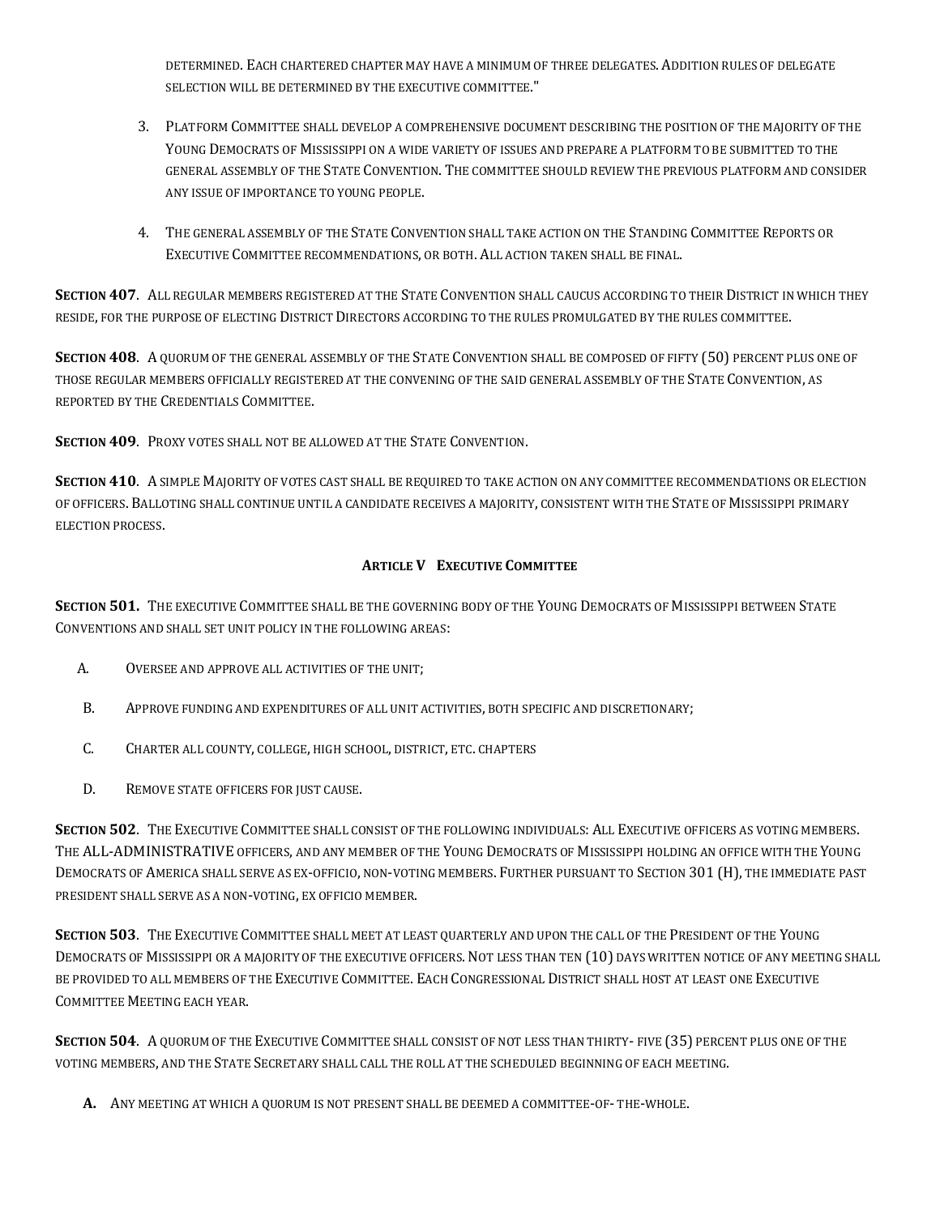determined. Each chartered chapter may have a minimum of three delegates. Addition rules of delegate selection will be determined by the executive committee."

3. Platform Committee shall develop a comprehensive document describing the position of the majority of the Young Democrats of Mississippi on a wide variety of issues and prepare a platform to be submitted to the general assembly of the State Convention. The committee should review the previous platform and consider any issue of importance to young people.

4. The general assembly of the State Convention shall take action on the Standing Committee Reports or Executive Committee recommendations, or both. All action taken shall be final.

**Section 407**. All regular members registered at the State Convention shall caucus according to their District in which they reside, for the purpose of electing District Directors according to the rules promulgated by the rules committee.

**Section 408**. A quorum of the general assembly of the State Convention shall be composed of fifty (50) percent plus one of those regular members officially registered at the convening of the said general assembly of the State Convention, as reported by the Credentials Committee.

**Section 409**. Proxy votes shall not be allowed at the State Convention.

**Section 410**. A simple Majority of votes cast shall be required to take action on any committee recommendations or election of officers. Balloting shall continue until a candidate receives a majority, consistent with the State of Mississippi primary election process.

## Article V Executive Committee

**Section 501.** The executive Committee shall be the governing body of the Young Democrats of Mississippi between State Conventions and shall set unit policy in the following areas:

A. Oversee and approve all activities of the unit;

B. Approve funding and expenditures of all unit activities, both specific and discretionary;

C. Charter all county, college, high school, district, etc. chapters

D. Remove state officers for just cause.

**Section 502**. The Executive Committee shall consist of the following individuals: All Executive officers as voting members. The ALL-ADMINISTRATIVE officers, and any member of the Young Democrats of Mississippi holding an office with the Young Democrats of America shall serve as ex-officio, non-voting members. Further pursuant to Section 301 (H), the immediate past president shall serve as a non-voting, ex officio member.

**Section 503**. The Executive Committee shall meet at least quarterly and upon the call of the President of the Young Democrats of Mississippi or a majority of the executive officers. Not less than ten (10) days written notice of any meeting shall be provided to all members of the Executive Committee. Each Congressional District shall host at least one Executive Committee Meeting each year.

**Section 504**. A quorum of the Executive Committee shall consist of not less than thirty- five (35) percent plus one of the voting members, and the State Secretary shall call the roll at the scheduled beginning of each meeting.

**A.** Any meeting at which a quorum is not present shall be deemed a committee-of- the-whole.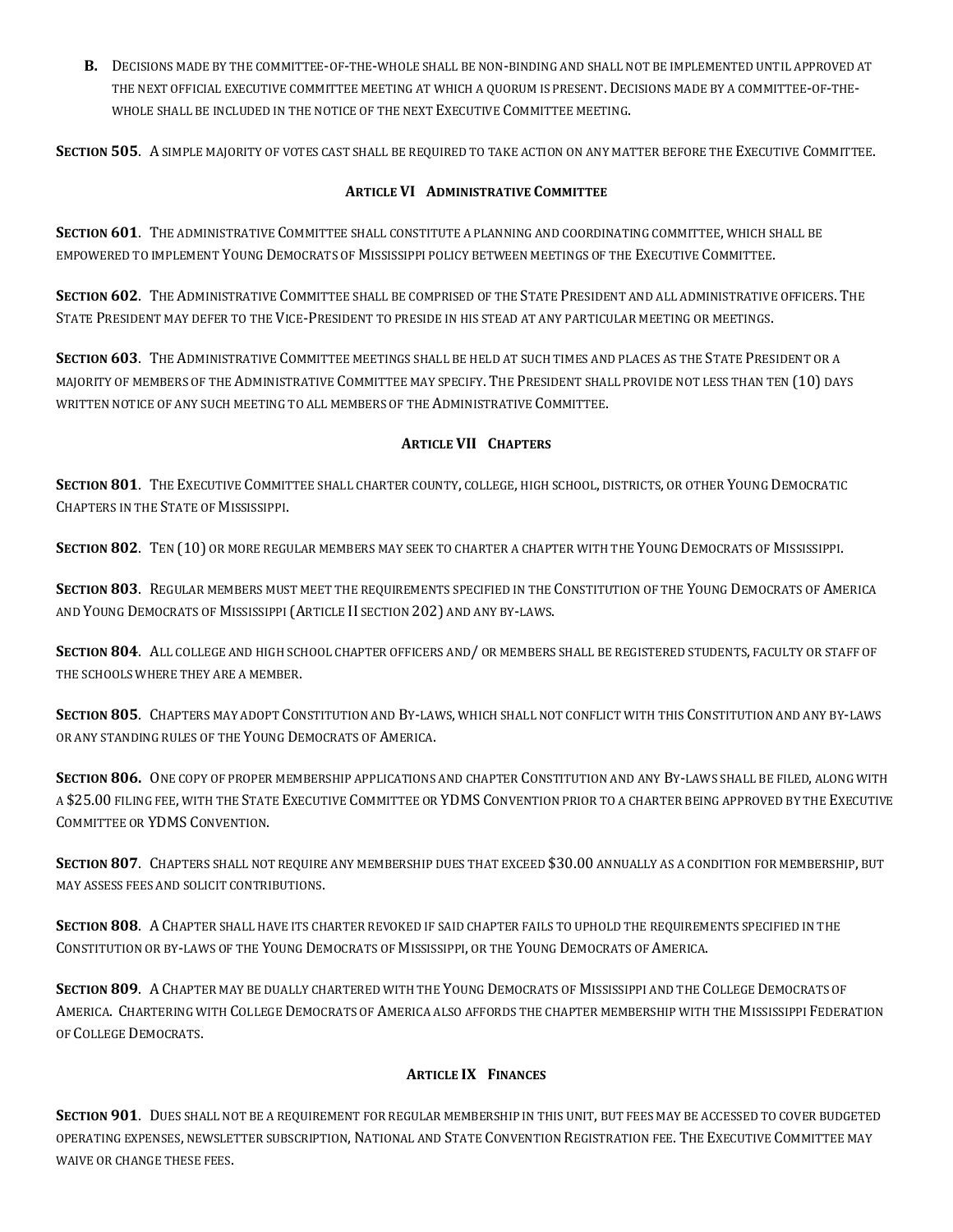**B.** Decisions made by the committee-of-the-whole shall be non-binding and shall not be implemented until approved at the next official executive committee meeting at which a quorum is present. Decisions made by a committee-of-the-whole shall be included in the notice of the next Executive Committee meeting.

**Section 505**. A simple majority of votes cast shall be required to take action on any matter before the Executive Committee.

## Article VI Administrative Committee

**Section 601**. The administrative Committee shall constitute a planning and coordinating committee, which shall be empowered to implement Young Democrats of Mississippi policy between meetings of the Executive Committee.

**Section 602**. The Administrative Committee shall be comprised of the State President and all administrative officers. The State President may defer to the Vice-President to preside in his stead at any particular meeting or meetings.

**Section 603**. The Administrative Committee meetings shall be held at such times and places as the State President or a majority of members of the Administrative Committee may specify. The President shall provide not less than ten (10) days written notice of any such meeting to all members of the Administrative Committee.

## Article VII Chapters

**Section 801**. The Executive Committee shall charter county, college, high school, districts, or other Young Democratic Chapters in the State of Mississippi.

**Section 802**. Ten (10) or more regular members may seek to charter a chapter with the Young Democrats of Mississippi.

**Section 803**. Regular members must meet the requirements specified in the Constitution of the Young Democrats of America and Young Democrats of Mississippi (Article II section 202) and any by-laws.

**Section 804**. All college and high school chapter officers and/ or members shall be registered students, faculty or staff of the schools where they are a member.

**Section 805**. Chapters may adopt Constitution and By-laws, which shall not conflict with this Constitution and any by-laws or any standing rules of the Young Democrats of America.

**Section 806.** One copy of proper membership applications and chapter Constitution and any By-laws shall be filed, along with a $25.00 filing fee, with the State Executive Committee or YDMS Convention prior to a charter being approved by the Executive Committee or YDMS Convention.

**Section 807**. Chapters shall not require any membership dues that exceed $30.00 annually as a condition for membership, but may assess fees and solicit contributions.

**Section 808**. A Chapter shall have its charter revoked if said chapter fails to uphold the requirements specified in the Constitution or by-laws of the Young Democrats of Mississippi, or the Young Democrats of America.

**Section 809**. A Chapter may be dually chartered with the Young Democrats of Mississippi and the College Democrats of America. Chartering with College Democrats of America also affords the chapter membership with the Mississippi Federation of College Democrats.

## Article IX Finances

**Section 901**. Dues shall not be a requirement for regular membership in this unit, but fees may be accessed to cover budgeted operating expenses, newsletter subscription, National and State Convention Registration fee. The Executive Committee may waive or change these fees.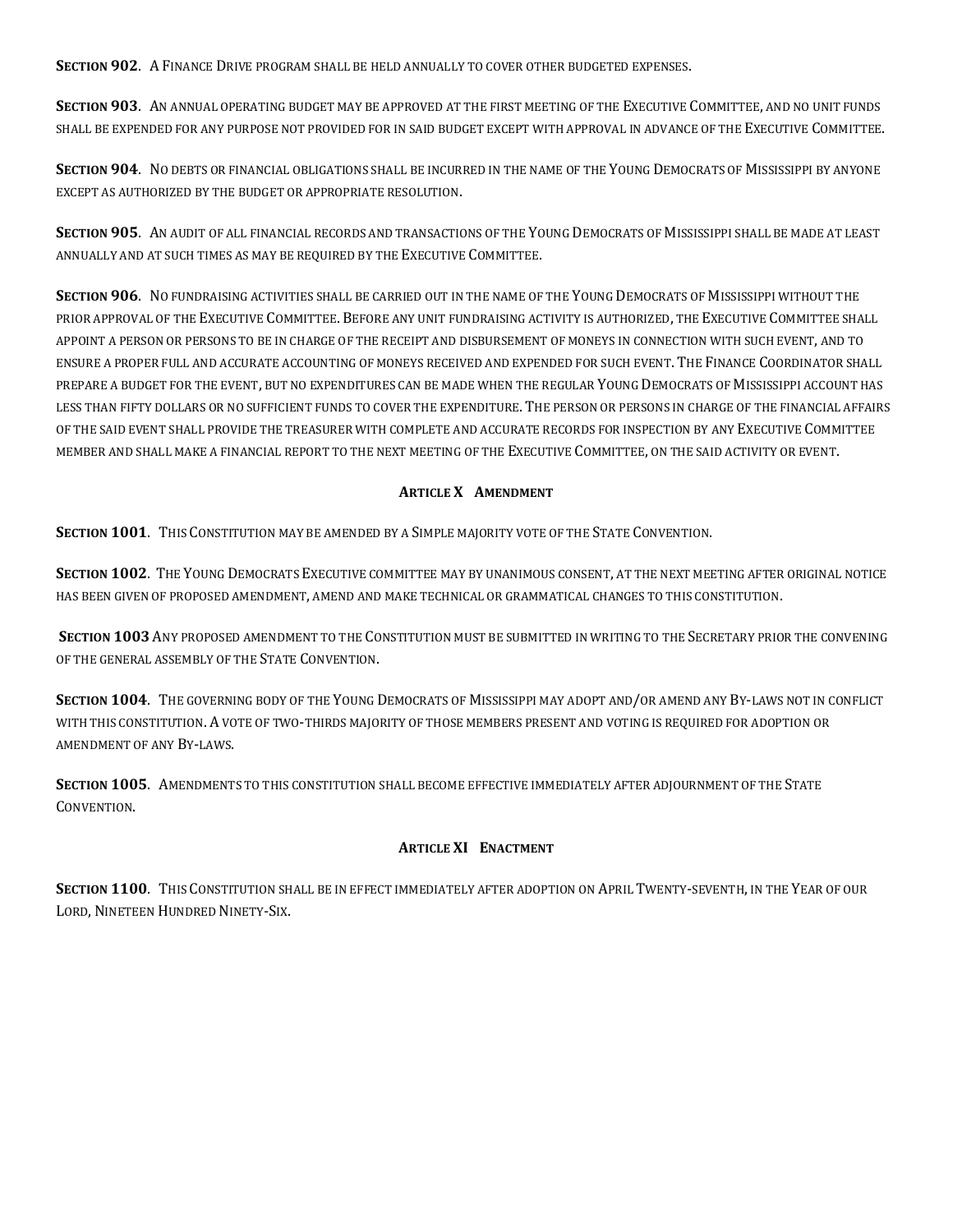**Section 902**. A Finance Drive program shall be held annually to cover other budgeted expenses.

**Section 903**. An annual operating budget may be approved at the first meeting of the Executive Committee, and no unit funds shall be expended for any purpose not provided for in said budget except with approval in advance of the Executive Committee.

**Section 904**. No debts or financial obligations shall be incurred in the name of the Young Democrats of Mississippi by anyone except as authorized by the budget or appropriate resolution.

**Section 905**. An audit of all financial records and transactions of the Young Democrats of Mississippi shall be made at least annually and at such times as may be required by the Executive Committee.

**Section 906**. No fundraising activities shall be carried out in the name of the Young Democrats of Mississippi without the prior approval of the Executive Committee. Before any unit fundraising activity is authorized, the Executive Committee shall appoint a person or persons to be in charge of the receipt and disbursement of moneys in connection with such event, and to ensure a proper full and accurate accounting of moneys received and expended for such event. The Finance Coordinator shall prepare a budget for the event, but no expenditures can be made when the regular Young Democrats of Mississippi account has less than fifty dollars or no sufficient funds to cover the expenditure. The person or persons in charge of the financial affairs of the said event shall provide the treasurer with complete and accurate records for inspection by any Executive Committee member and shall make a financial report to the next meeting of the Executive Committee, on the said activity or event.

## Article X Amendment

**Section 1001**. This Constitution may be amended by a Simple majority vote of the State Convention.

**Section 1002**. The Young Democrats Executive committee may by unanimous consent, at the next meeting after original notice has been given of proposed amendment, amend and make technical or grammatical changes to this constitution.

**Section 1003** Any proposed amendment to the Constitution must be submitted in writing to the Secretary prior the convening of the general assembly of the State Convention.

**Section 1004**. The governing body of the Young Democrats of Mississippi may adopt and/or amend any By-laws not in conflict with this constitution. A vote of two-thirds majority of those members present and voting is required for adoption or amendment of any By-laws.

**Section 1005**. Amendments to this constitution shall become effective immediately after adjournment of the State Convention.

## Article XI Enactment

**Section 1100**. This Constitution shall be in effect immediately after adoption on April Twenty-seventh, in the Year of our Lord, Nineteen Hundred Ninety-Six.